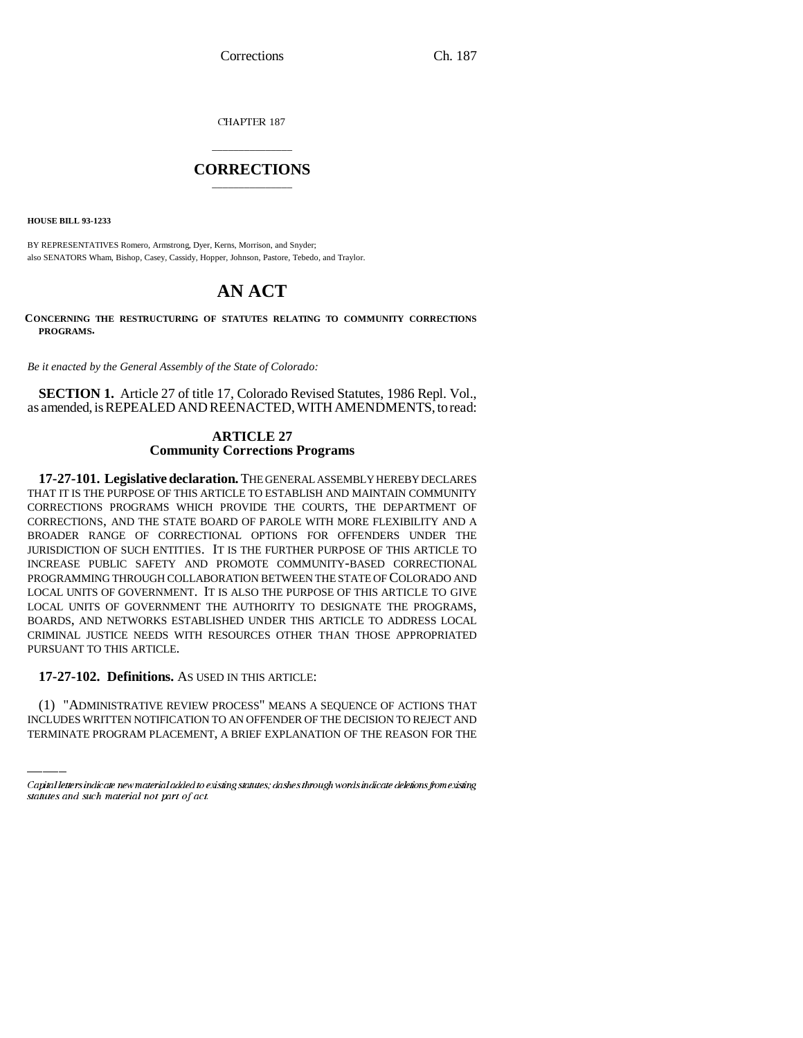CHAPTER 187

# CORRECTIONS

**HOUSE BILL 93-1233**

BY REPRESENTATIVES Romero, Armstrong, Dyer, Kerns, Morrison, and Snyder;
also SENATORS Wham, Bishop, Casey, Cassidy, Hopper, Johnson, Pastore, Tebedo, and Traylor.

# AN ACT

**CONCERNING THE RESTRUCTURING OF STATUTES RELATING TO COMMUNITY CORRECTIONS PROGRAMS.**

*Be it enacted by the General Assembly of the State of Colorado:*

**SECTION 1.** Article 27 of title 17, Colorado Revised Statutes, 1986 Repl. Vol., as amended, is REPEALED AND REENACTED, WITH AMENDMENTS, to read:

## ARTICLE 27
## Community Corrections Programs

**17-27-101. Legislative declaration.** THE GENERAL ASSEMBLY HEREBY DECLARES THAT IT IS THE PURPOSE OF THIS ARTICLE TO ESTABLISH AND MAINTAIN COMMUNITY CORRECTIONS PROGRAMS WHICH PROVIDE THE COURTS, THE DEPARTMENT OF CORRECTIONS, AND THE STATE BOARD OF PAROLE WITH MORE FLEXIBILITY AND A BROADER RANGE OF CORRECTIONAL OPTIONS FOR OFFENDERS UNDER THE JURISDICTION OF SUCH ENTITIES. IT IS THE FURTHER PURPOSE OF THIS ARTICLE TO INCREASE PUBLIC SAFETY AND PROMOTE COMMUNITY-BASED CORRECTIONAL PROGRAMMING THROUGH COLLABORATION BETWEEN THE STATE OF COLORADO AND LOCAL UNITS OF GOVERNMENT. IT IS ALSO THE PURPOSE OF THIS ARTICLE TO GIVE LOCAL UNITS OF GOVERNMENT THE AUTHORITY TO DESIGNATE THE PROGRAMS, BOARDS, AND NETWORKS ESTABLISHED UNDER THIS ARTICLE TO ADDRESS LOCAL CRIMINAL JUSTICE NEEDS WITH RESOURCES OTHER THAN THOSE APPROPRIATED PURSUANT TO THIS ARTICLE.

**17-27-102. Definitions.** AS USED IN THIS ARTICLE:

(1) "ADMINISTRATIVE REVIEW PROCESS" MEANS A SEQUENCE OF ACTIONS THAT INCLUDES WRITTEN NOTIFICATION TO AN OFFENDER OF THE DECISION TO REJECT AND TERMINATE PROGRAM PLACEMENT, A BRIEF EXPLANATION OF THE REASON FOR THE

Capital letters indicate new material added to existing statutes; dashes through words indicate deletions from existing statutes and such material not part of act.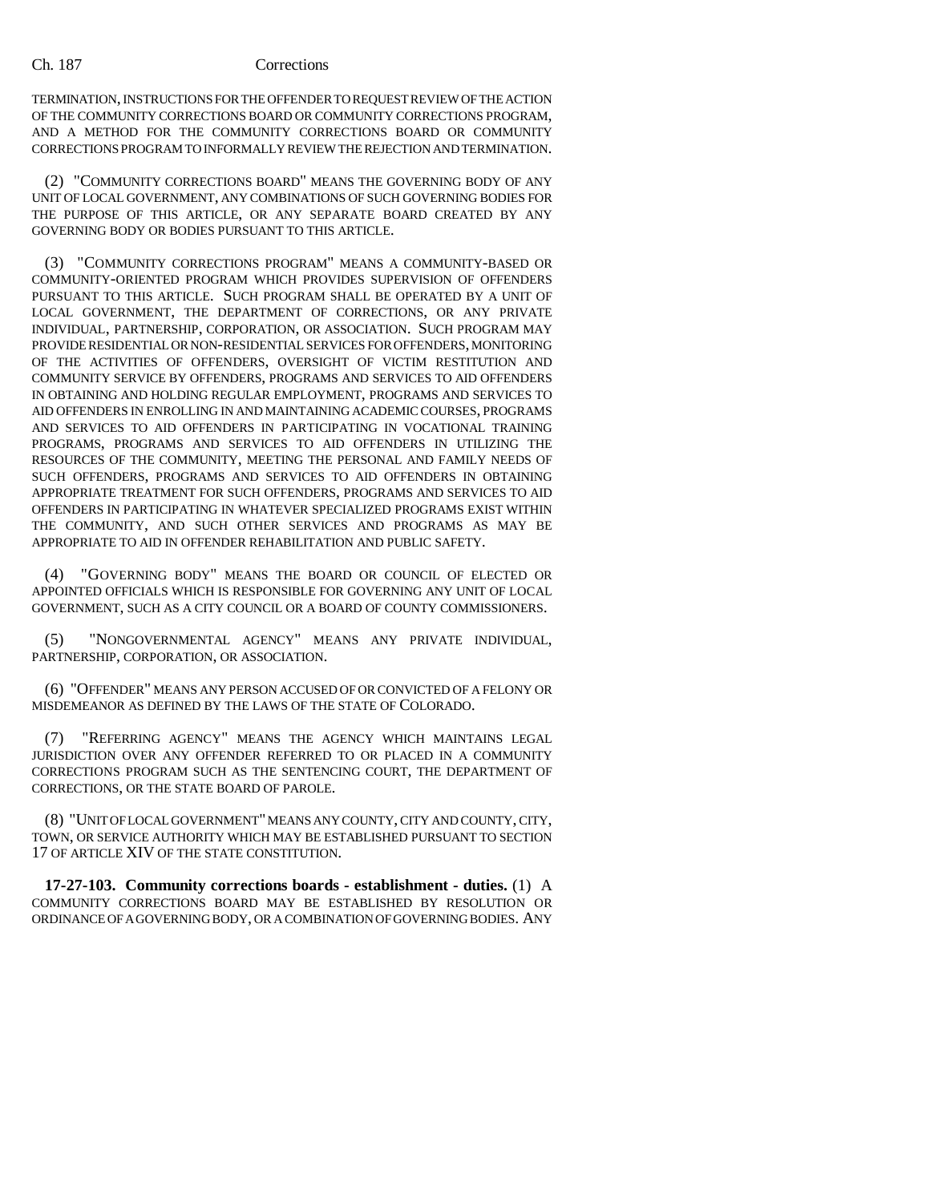TERMINATION, INSTRUCTIONS FOR THE OFFENDER TO REQUEST REVIEW OF THE ACTION OF THE COMMUNITY CORRECTIONS BOARD OR COMMUNITY CORRECTIONS PROGRAM, AND A METHOD FOR THE COMMUNITY CORRECTIONS BOARD OR COMMUNITY CORRECTIONS PROGRAM TO INFORMALLY REVIEW THE REJECTION AND TERMINATION.

(2) "COMMUNITY CORRECTIONS BOARD" MEANS THE GOVERNING BODY OF ANY UNIT OF LOCAL GOVERNMENT, ANY COMBINATIONS OF SUCH GOVERNING BODIES FOR THE PURPOSE OF THIS ARTICLE, OR ANY SEPARATE BOARD CREATED BY ANY GOVERNING BODY OR BODIES PURSUANT TO THIS ARTICLE.

(3) "COMMUNITY CORRECTIONS PROGRAM" MEANS A COMMUNITY-BASED OR COMMUNITY-ORIENTED PROGRAM WHICH PROVIDES SUPERVISION OF OFFENDERS PURSUANT TO THIS ARTICLE. SUCH PROGRAM SHALL BE OPERATED BY A UNIT OF LOCAL GOVERNMENT, THE DEPARTMENT OF CORRECTIONS, OR ANY PRIVATE INDIVIDUAL, PARTNERSHIP, CORPORATION, OR ASSOCIATION. SUCH PROGRAM MAY PROVIDE RESIDENTIAL OR NON-RESIDENTIAL SERVICES FOR OFFENDERS, MONITORING OF THE ACTIVITIES OF OFFENDERS, OVERSIGHT OF VICTIM RESTITUTION AND COMMUNITY SERVICE BY OFFENDERS, PROGRAMS AND SERVICES TO AID OFFENDERS IN OBTAINING AND HOLDING REGULAR EMPLOYMENT, PROGRAMS AND SERVICES TO AID OFFENDERS IN ENROLLING IN AND MAINTAINING ACADEMIC COURSES, PROGRAMS AND SERVICES TO AID OFFENDERS IN PARTICIPATING IN VOCATIONAL TRAINING PROGRAMS, PROGRAMS AND SERVICES TO AID OFFENDERS IN UTILIZING THE RESOURCES OF THE COMMUNITY, MEETING THE PERSONAL AND FAMILY NEEDS OF SUCH OFFENDERS, PROGRAMS AND SERVICES TO AID OFFENDERS IN OBTAINING APPROPRIATE TREATMENT FOR SUCH OFFENDERS, PROGRAMS AND SERVICES TO AID OFFENDERS IN PARTICIPATING IN WHATEVER SPECIALIZED PROGRAMS EXIST WITHIN THE COMMUNITY, AND SUCH OTHER SERVICES AND PROGRAMS AS MAY BE APPROPRIATE TO AID IN OFFENDER REHABILITATION AND PUBLIC SAFETY.

(4) "GOVERNING BODY" MEANS THE BOARD OR COUNCIL OF ELECTED OR APPOINTED OFFICIALS WHICH IS RESPONSIBLE FOR GOVERNING ANY UNIT OF LOCAL GOVERNMENT, SUCH AS A CITY COUNCIL OR A BOARD OF COUNTY COMMISSIONERS.

(5) "NONGOVERNMENTAL AGENCY" MEANS ANY PRIVATE INDIVIDUAL, PARTNERSHIP, CORPORATION, OR ASSOCIATION.

(6) "OFFENDER" MEANS ANY PERSON ACCUSED OF OR CONVICTED OF A FELONY OR MISDEMEANOR AS DEFINED BY THE LAWS OF THE STATE OF COLORADO.

(7) "REFERRING AGENCY" MEANS THE AGENCY WHICH MAINTAINS LEGAL JURISDICTION OVER ANY OFFENDER REFERRED TO OR PLACED IN A COMMUNITY CORRECTIONS PROGRAM SUCH AS THE SENTENCING COURT, THE DEPARTMENT OF CORRECTIONS, OR THE STATE BOARD OF PAROLE.

(8) "UNIT OF LOCAL GOVERNMENT" MEANS ANY COUNTY, CITY AND COUNTY, CITY, TOWN, OR SERVICE AUTHORITY WHICH MAY BE ESTABLISHED PURSUANT TO SECTION 17 OF ARTICLE XIV OF THE STATE CONSTITUTION.

**17-27-103. Community corrections boards - establishment - duties.** (1) A COMMUNITY CORRECTIONS BOARD MAY BE ESTABLISHED BY RESOLUTION OR ORDINANCE OF A GOVERNING BODY, OR A COMBINATION OF GOVERNING BODIES. ANY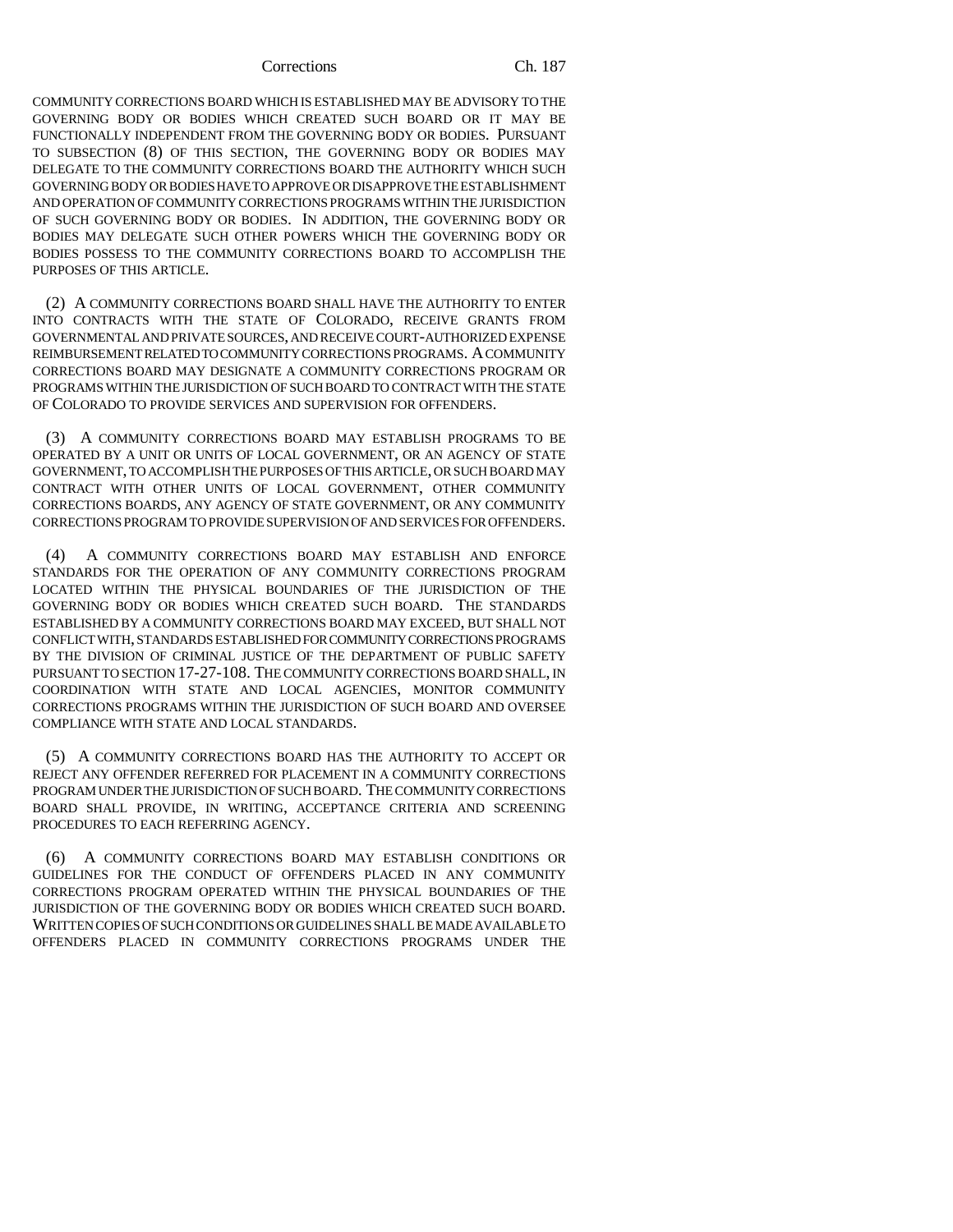COMMUNITY CORRECTIONS BOARD WHICH IS ESTABLISHED MAY BE ADVISORY TO THE GOVERNING BODY OR BODIES WHICH CREATED SUCH BOARD OR IT MAY BE FUNCTIONALLY INDEPENDENT FROM THE GOVERNING BODY OR BODIES. PURSUANT TO SUBSECTION (8) OF THIS SECTION, THE GOVERNING BODY OR BODIES MAY DELEGATE TO THE COMMUNITY CORRECTIONS BOARD THE AUTHORITY WHICH SUCH GOVERNING BODY OR BODIES HAVE TO APPROVE OR DISAPPROVE THE ESTABLISHMENT AND OPERATION OF COMMUNITY CORRECTIONS PROGRAMS WITHIN THE JURISDICTION OF SUCH GOVERNING BODY OR BODIES. IN ADDITION, THE GOVERNING BODY OR BODIES MAY DELEGATE SUCH OTHER POWERS WHICH THE GOVERNING BODY OR BODIES POSSESS TO THE COMMUNITY CORRECTIONS BOARD TO ACCOMPLISH THE PURPOSES OF THIS ARTICLE.

(2) A COMMUNITY CORRECTIONS BOARD SHALL HAVE THE AUTHORITY TO ENTER INTO CONTRACTS WITH THE STATE OF COLORADO, RECEIVE GRANTS FROM GOVERNMENTAL AND PRIVATE SOURCES, AND RECEIVE COURT-AUTHORIZED EXPENSE REIMBURSEMENT RELATED TO COMMUNITY CORRECTIONS PROGRAMS. A COMMUNITY CORRECTIONS BOARD MAY DESIGNATE A COMMUNITY CORRECTIONS PROGRAM OR PROGRAMS WITHIN THE JURISDICTION OF SUCH BOARD TO CONTRACT WITH THE STATE OF COLORADO TO PROVIDE SERVICES AND SUPERVISION FOR OFFENDERS.

(3) A COMMUNITY CORRECTIONS BOARD MAY ESTABLISH PROGRAMS TO BE OPERATED BY A UNIT OR UNITS OF LOCAL GOVERNMENT, OR AN AGENCY OF STATE GOVERNMENT, TO ACCOMPLISH THE PURPOSES OF THIS ARTICLE, OR SUCH BOARD MAY CONTRACT WITH OTHER UNITS OF LOCAL GOVERNMENT, OTHER COMMUNITY CORRECTIONS BOARDS, ANY AGENCY OF STATE GOVERNMENT, OR ANY COMMUNITY CORRECTIONS PROGRAM TO PROVIDE SUPERVISION OF AND SERVICES FOR OFFENDERS.

(4) A COMMUNITY CORRECTIONS BOARD MAY ESTABLISH AND ENFORCE STANDARDS FOR THE OPERATION OF ANY COMMUNITY CORRECTIONS PROGRAM LOCATED WITHIN THE PHYSICAL BOUNDARIES OF THE JURISDICTION OF THE GOVERNING BODY OR BODIES WHICH CREATED SUCH BOARD. THE STANDARDS ESTABLISHED BY A COMMUNITY CORRECTIONS BOARD MAY EXCEED, BUT SHALL NOT CONFLICT WITH, STANDARDS ESTABLISHED FOR COMMUNITY CORRECTIONS PROGRAMS BY THE DIVISION OF CRIMINAL JUSTICE OF THE DEPARTMENT OF PUBLIC SAFETY PURSUANT TO SECTION 17-27-108. THE COMMUNITY CORRECTIONS BOARD SHALL, IN COORDINATION WITH STATE AND LOCAL AGENCIES, MONITOR COMMUNITY CORRECTIONS PROGRAMS WITHIN THE JURISDICTION OF SUCH BOARD AND OVERSEE COMPLIANCE WITH STATE AND LOCAL STANDARDS.

(5) A COMMUNITY CORRECTIONS BOARD HAS THE AUTHORITY TO ACCEPT OR REJECT ANY OFFENDER REFERRED FOR PLACEMENT IN A COMMUNITY CORRECTIONS PROGRAM UNDER THE JURISDICTION OF SUCH BOARD. THE COMMUNITY CORRECTIONS BOARD SHALL PROVIDE, IN WRITING, ACCEPTANCE CRITERIA AND SCREENING PROCEDURES TO EACH REFERRING AGENCY.

(6) A COMMUNITY CORRECTIONS BOARD MAY ESTABLISH CONDITIONS OR GUIDELINES FOR THE CONDUCT OF OFFENDERS PLACED IN ANY COMMUNITY CORRECTIONS PROGRAM OPERATED WITHIN THE PHYSICAL BOUNDARIES OF THE JURISDICTION OF THE GOVERNING BODY OR BODIES WHICH CREATED SUCH BOARD. WRITTEN COPIES OF SUCH CONDITIONS OR GUIDELINES SHALL BE MADE AVAILABLE TO OFFENDERS PLACED IN COMMUNITY CORRECTIONS PROGRAMS UNDER THE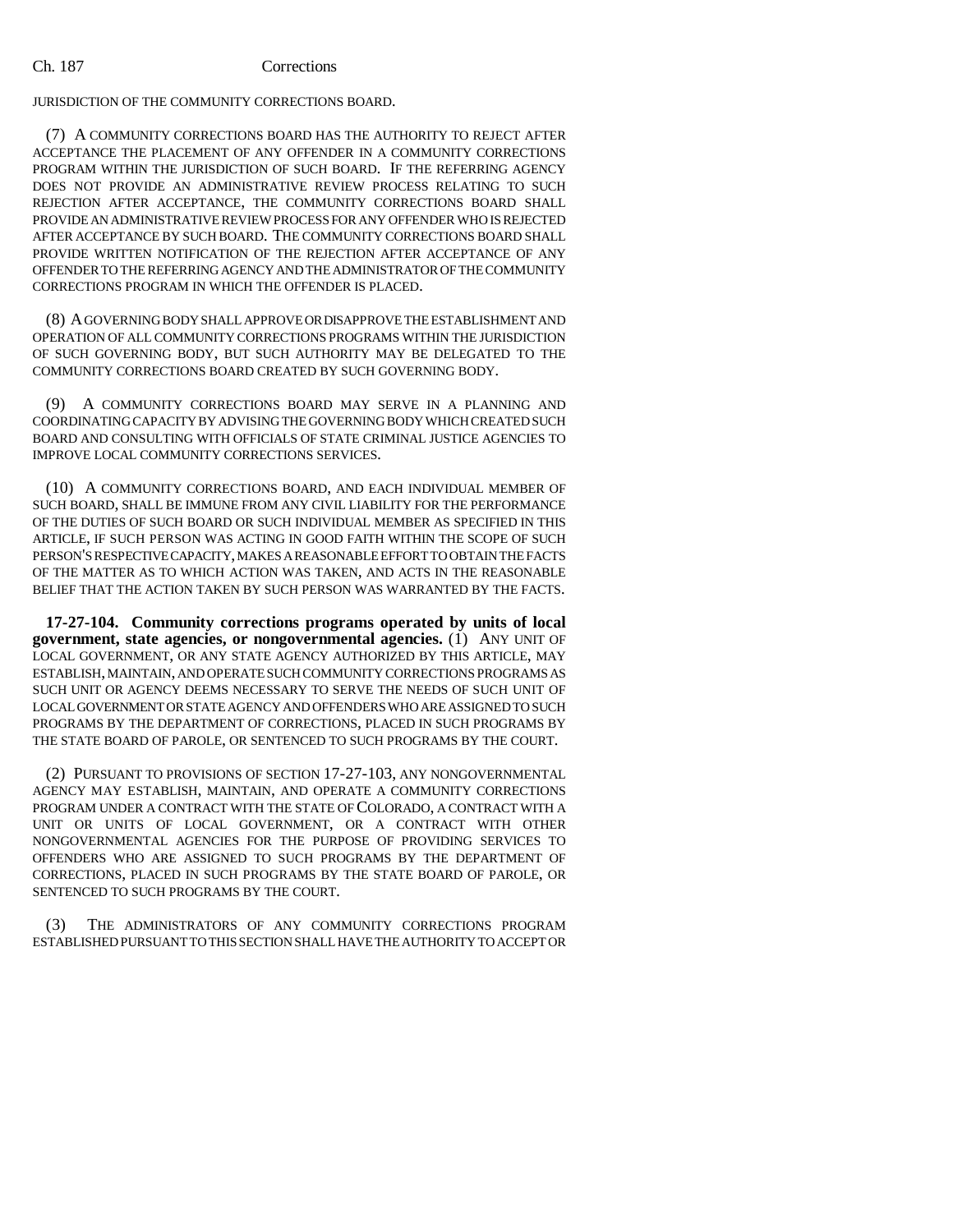JURISDICTION OF THE COMMUNITY CORRECTIONS BOARD.

(7) A COMMUNITY CORRECTIONS BOARD HAS THE AUTHORITY TO REJECT AFTER ACCEPTANCE THE PLACEMENT OF ANY OFFENDER IN A COMMUNITY CORRECTIONS PROGRAM WITHIN THE JURISDICTION OF SUCH BOARD. IF THE REFERRING AGENCY DOES NOT PROVIDE AN ADMINISTRATIVE REVIEW PROCESS RELATING TO SUCH REJECTION AFTER ACCEPTANCE, THE COMMUNITY CORRECTIONS BOARD SHALL PROVIDE AN ADMINISTRATIVE REVIEW PROCESS FOR ANY OFFENDER WHO IS REJECTED AFTER ACCEPTANCE BY SUCH BOARD. THE COMMUNITY CORRECTIONS BOARD SHALL PROVIDE WRITTEN NOTIFICATION OF THE REJECTION AFTER ACCEPTANCE OF ANY OFFENDER TO THE REFERRING AGENCY AND THE ADMINISTRATOR OF THE COMMUNITY CORRECTIONS PROGRAM IN WHICH THE OFFENDER IS PLACED.

(8) A GOVERNING BODY SHALL APPROVE OR DISAPPROVE THE ESTABLISHMENT AND OPERATION OF ALL COMMUNITY CORRECTIONS PROGRAMS WITHIN THE JURISDICTION OF SUCH GOVERNING BODY, BUT SUCH AUTHORITY MAY BE DELEGATED TO THE COMMUNITY CORRECTIONS BOARD CREATED BY SUCH GOVERNING BODY.

(9) A COMMUNITY CORRECTIONS BOARD MAY SERVE IN A PLANNING AND COORDINATING CAPACITY BY ADVISING THE GOVERNING BODY WHICH CREATED SUCH BOARD AND CONSULTING WITH OFFICIALS OF STATE CRIMINAL JUSTICE AGENCIES TO IMPROVE LOCAL COMMUNITY CORRECTIONS SERVICES.

(10) A COMMUNITY CORRECTIONS BOARD, AND EACH INDIVIDUAL MEMBER OF SUCH BOARD, SHALL BE IMMUNE FROM ANY CIVIL LIABILITY FOR THE PERFORMANCE OF THE DUTIES OF SUCH BOARD OR SUCH INDIVIDUAL MEMBER AS SPECIFIED IN THIS ARTICLE, IF SUCH PERSON WAS ACTING IN GOOD FAITH WITHIN THE SCOPE OF SUCH PERSON'S RESPECTIVE CAPACITY, MAKES A REASONABLE EFFORT TO OBTAIN THE FACTS OF THE MATTER AS TO WHICH ACTION WAS TAKEN, AND ACTS IN THE REASONABLE BELIEF THAT THE ACTION TAKEN BY SUCH PERSON WAS WARRANTED BY THE FACTS.

**17-27-104. Community corrections programs operated by units of local government, state agencies, or nongovernmental agencies.** (1) ANY UNIT OF LOCAL GOVERNMENT, OR ANY STATE AGENCY AUTHORIZED BY THIS ARTICLE, MAY ESTABLISH, MAINTAIN, AND OPERATE SUCH COMMUNITY CORRECTIONS PROGRAMS AS SUCH UNIT OR AGENCY DEEMS NECESSARY TO SERVE THE NEEDS OF SUCH UNIT OF LOCAL GOVERNMENT OR STATE AGENCY AND OFFENDERS WHO ARE ASSIGNED TO SUCH PROGRAMS BY THE DEPARTMENT OF CORRECTIONS, PLACED IN SUCH PROGRAMS BY THE STATE BOARD OF PAROLE, OR SENTENCED TO SUCH PROGRAMS BY THE COURT.

(2) PURSUANT TO PROVISIONS OF SECTION 17-27-103, ANY NONGOVERNMENTAL AGENCY MAY ESTABLISH, MAINTAIN, AND OPERATE A COMMUNITY CORRECTIONS PROGRAM UNDER A CONTRACT WITH THE STATE OF COLORADO, A CONTRACT WITH A UNIT OR UNITS OF LOCAL GOVERNMENT, OR A CONTRACT WITH OTHER NONGOVERNMENTAL AGENCIES FOR THE PURPOSE OF PROVIDING SERVICES TO OFFENDERS WHO ARE ASSIGNED TO SUCH PROGRAMS BY THE DEPARTMENT OF CORRECTIONS, PLACED IN SUCH PROGRAMS BY THE STATE BOARD OF PAROLE, OR SENTENCED TO SUCH PROGRAMS BY THE COURT.

(3) THE ADMINISTRATORS OF ANY COMMUNITY CORRECTIONS PROGRAM ESTABLISHED PURSUANT TO THIS SECTION SHALL HAVE THE AUTHORITY TO ACCEPT OR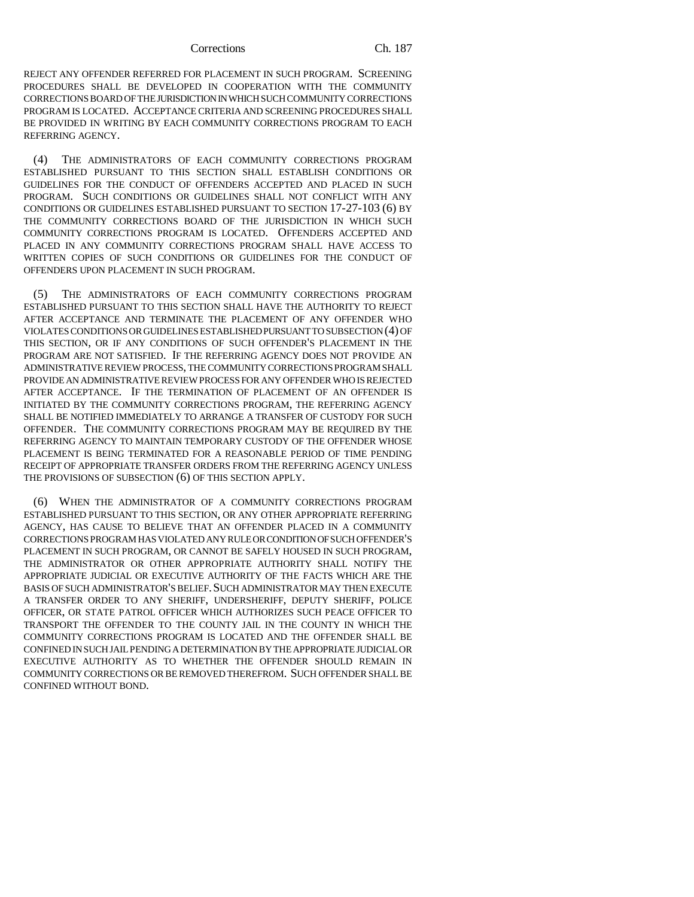REJECT ANY OFFENDER REFERRED FOR PLACEMENT IN SUCH PROGRAM. SCREENING PROCEDURES SHALL BE DEVELOPED IN COOPERATION WITH THE COMMUNITY CORRECTIONS BOARD OF THE JURISDICTION IN WHICH SUCH COMMUNITY CORRECTIONS PROGRAM IS LOCATED. ACCEPTANCE CRITERIA AND SCREENING PROCEDURES SHALL BE PROVIDED IN WRITING BY EACH COMMUNITY CORRECTIONS PROGRAM TO EACH REFERRING AGENCY.

(4) THE ADMINISTRATORS OF EACH COMMUNITY CORRECTIONS PROGRAM ESTABLISHED PURSUANT TO THIS SECTION SHALL ESTABLISH CONDITIONS OR GUIDELINES FOR THE CONDUCT OF OFFENDERS ACCEPTED AND PLACED IN SUCH PROGRAM. SUCH CONDITIONS OR GUIDELINES SHALL NOT CONFLICT WITH ANY CONDITIONS OR GUIDELINES ESTABLISHED PURSUANT TO SECTION 17-27-103 (6) BY THE COMMUNITY CORRECTIONS BOARD OF THE JURISDICTION IN WHICH SUCH COMMUNITY CORRECTIONS PROGRAM IS LOCATED. OFFENDERS ACCEPTED AND PLACED IN ANY COMMUNITY CORRECTIONS PROGRAM SHALL HAVE ACCESS TO WRITTEN COPIES OF SUCH CONDITIONS OR GUIDELINES FOR THE CONDUCT OF OFFENDERS UPON PLACEMENT IN SUCH PROGRAM.

(5) THE ADMINISTRATORS OF EACH COMMUNITY CORRECTIONS PROGRAM ESTABLISHED PURSUANT TO THIS SECTION SHALL HAVE THE AUTHORITY TO REJECT AFTER ACCEPTANCE AND TERMINATE THE PLACEMENT OF ANY OFFENDER WHO VIOLATES CONDITIONS OR GUIDELINES ESTABLISHED PURSUANT TO SUBSECTION (4) OF THIS SECTION, OR IF ANY CONDITIONS OF SUCH OFFENDER'S PLACEMENT IN THE PROGRAM ARE NOT SATISFIED. IF THE REFERRING AGENCY DOES NOT PROVIDE AN ADMINISTRATIVE REVIEW PROCESS, THE COMMUNITY CORRECTIONS PROGRAM SHALL PROVIDE AN ADMINISTRATIVE REVIEW PROCESS FOR ANY OFFENDER WHO IS REJECTED AFTER ACCEPTANCE. IF THE TERMINATION OF PLACEMENT OF AN OFFENDER IS INITIATED BY THE COMMUNITY CORRECTIONS PROGRAM, THE REFERRING AGENCY SHALL BE NOTIFIED IMMEDIATELY TO ARRANGE A TRANSFER OF CUSTODY FOR SUCH OFFENDER. THE COMMUNITY CORRECTIONS PROGRAM MAY BE REQUIRED BY THE REFERRING AGENCY TO MAINTAIN TEMPORARY CUSTODY OF THE OFFENDER WHOSE PLACEMENT IS BEING TERMINATED FOR A REASONABLE PERIOD OF TIME PENDING RECEIPT OF APPROPRIATE TRANSFER ORDERS FROM THE REFERRING AGENCY UNLESS THE PROVISIONS OF SUBSECTION (6) OF THIS SECTION APPLY.

(6) WHEN THE ADMINISTRATOR OF A COMMUNITY CORRECTIONS PROGRAM ESTABLISHED PURSUANT TO THIS SECTION, OR ANY OTHER APPROPRIATE REFERRING AGENCY, HAS CAUSE TO BELIEVE THAT AN OFFENDER PLACED IN A COMMUNITY CORRECTIONS PROGRAM HAS VIOLATED ANY RULE OR CONDITION OF SUCH OFFENDER'S PLACEMENT IN SUCH PROGRAM, OR CANNOT BE SAFELY HOUSED IN SUCH PROGRAM, THE ADMINISTRATOR OR OTHER APPROPRIATE AUTHORITY SHALL NOTIFY THE APPROPRIATE JUDICIAL OR EXECUTIVE AUTHORITY OF THE FACTS WHICH ARE THE BASIS OF SUCH ADMINISTRATOR'S BELIEF. SUCH ADMINISTRATOR MAY THEN EXECUTE A TRANSFER ORDER TO ANY SHERIFF, UNDERSHERIFF, DEPUTY SHERIFF, POLICE OFFICER, OR STATE PATROL OFFICER WHICH AUTHORIZES SUCH PEACE OFFICER TO TRANSPORT THE OFFENDER TO THE COUNTY JAIL IN THE COUNTY IN WHICH THE COMMUNITY CORRECTIONS PROGRAM IS LOCATED AND THE OFFENDER SHALL BE CONFINED IN SUCH JAIL PENDING A DETERMINATION BY THE APPROPRIATE JUDICIAL OR EXECUTIVE AUTHORITY AS TO WHETHER THE OFFENDER SHOULD REMAIN IN COMMUNITY CORRECTIONS OR BE REMOVED THEREFROM. SUCH OFFENDER SHALL BE CONFINED WITHOUT BOND.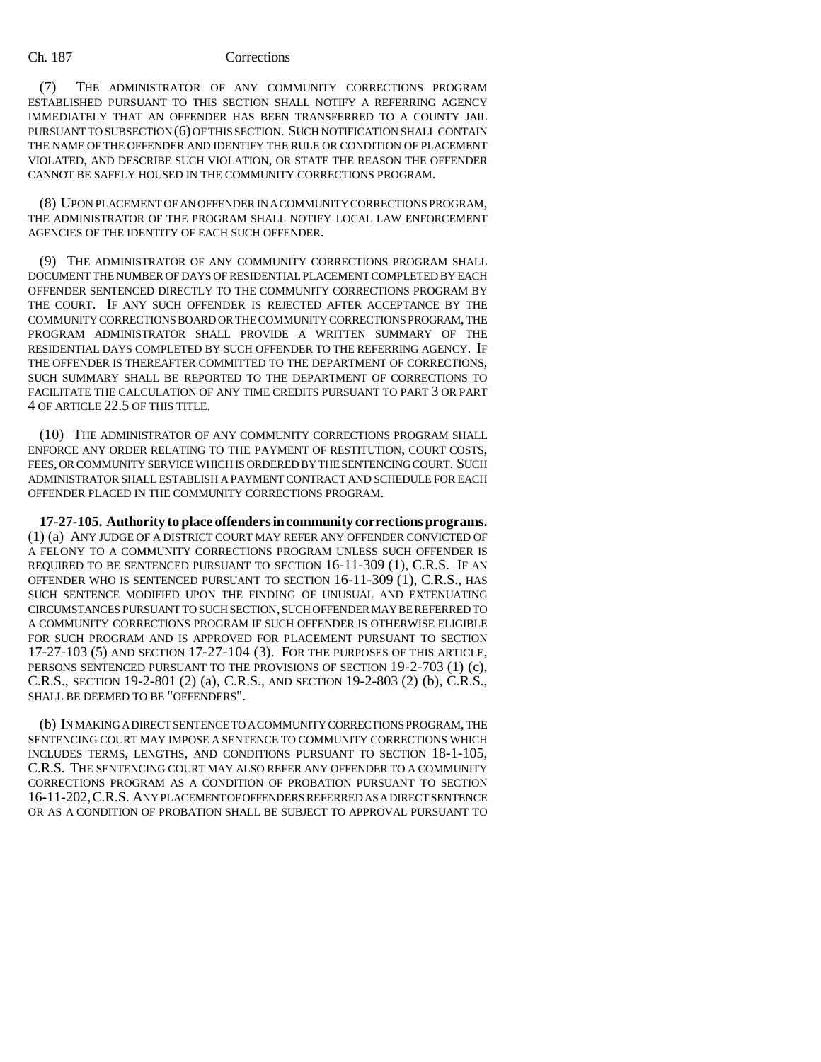(7) THE ADMINISTRATOR OF ANY COMMUNITY CORRECTIONS PROGRAM ESTABLISHED PURSUANT TO THIS SECTION SHALL NOTIFY A REFERRING AGENCY IMMEDIATELY THAT AN OFFENDER HAS BEEN TRANSFERRED TO A COUNTY JAIL PURSUANT TO SUBSECTION (6) OF THIS SECTION. SUCH NOTIFICATION SHALL CONTAIN THE NAME OF THE OFFENDER AND IDENTIFY THE RULE OR CONDITION OF PLACEMENT VIOLATED, AND DESCRIBE SUCH VIOLATION, OR STATE THE REASON THE OFFENDER CANNOT BE SAFELY HOUSED IN THE COMMUNITY CORRECTIONS PROGRAM.

(8) UPON PLACEMENT OF AN OFFENDER IN A COMMUNITY CORRECTIONS PROGRAM, THE ADMINISTRATOR OF THE PROGRAM SHALL NOTIFY LOCAL LAW ENFORCEMENT AGENCIES OF THE IDENTITY OF EACH SUCH OFFENDER.

(9) THE ADMINISTRATOR OF ANY COMMUNITY CORRECTIONS PROGRAM SHALL DOCUMENT THE NUMBER OF DAYS OF RESIDENTIAL PLACEMENT COMPLETED BY EACH OFFENDER SENTENCED DIRECTLY TO THE COMMUNITY CORRECTIONS PROGRAM BY THE COURT. IF ANY SUCH OFFENDER IS REJECTED AFTER ACCEPTANCE BY THE COMMUNITY CORRECTIONS BOARD OR THE COMMUNITY CORRECTIONS PROGRAM, THE PROGRAM ADMINISTRATOR SHALL PROVIDE A WRITTEN SUMMARY OF THE RESIDENTIAL DAYS COMPLETED BY SUCH OFFENDER TO THE REFERRING AGENCY. IF THE OFFENDER IS THEREAFTER COMMITTED TO THE DEPARTMENT OF CORRECTIONS, SUCH SUMMARY SHALL BE REPORTED TO THE DEPARTMENT OF CORRECTIONS TO FACILITATE THE CALCULATION OF ANY TIME CREDITS PURSUANT TO PART 3 OR PART 4 OF ARTICLE 22.5 OF THIS TITLE.

(10) THE ADMINISTRATOR OF ANY COMMUNITY CORRECTIONS PROGRAM SHALL ENFORCE ANY ORDER RELATING TO THE PAYMENT OF RESTITUTION, COURT COSTS, FEES, OR COMMUNITY SERVICE WHICH IS ORDERED BY THE SENTENCING COURT. SUCH ADMINISTRATOR SHALL ESTABLISH A PAYMENT CONTRACT AND SCHEDULE FOR EACH OFFENDER PLACED IN THE COMMUNITY CORRECTIONS PROGRAM.

**17-27-105. Authority to place offenders in community corrections programs.** (1) (a) ANY JUDGE OF A DISTRICT COURT MAY REFER ANY OFFENDER CONVICTED OF A FELONY TO A COMMUNITY CORRECTIONS PROGRAM UNLESS SUCH OFFENDER IS REQUIRED TO BE SENTENCED PURSUANT TO SECTION 16-11-309 (1), C.R.S. IF AN OFFENDER WHO IS SENTENCED PURSUANT TO SECTION 16-11-309 (1), C.R.S., HAS SUCH SENTENCE MODIFIED UPON THE FINDING OF UNUSUAL AND EXTENUATING CIRCUMSTANCES PURSUANT TO SUCH SECTION, SUCH OFFENDER MAY BE REFERRED TO A COMMUNITY CORRECTIONS PROGRAM IF SUCH OFFENDER IS OTHERWISE ELIGIBLE FOR SUCH PROGRAM AND IS APPROVED FOR PLACEMENT PURSUANT TO SECTION 17-27-103 (5) AND SECTION 17-27-104 (3). FOR THE PURPOSES OF THIS ARTICLE, PERSONS SENTENCED PURSUANT TO THE PROVISIONS OF SECTION 19-2-703 (1) (c), C.R.S., SECTION 19-2-801 (2) (a), C.R.S., AND SECTION 19-2-803 (2) (b), C.R.S., SHALL BE DEEMED TO BE "OFFENDERS".

(b) IN MAKING A DIRECT SENTENCE TO A COMMUNITY CORRECTIONS PROGRAM, THE SENTENCING COURT MAY IMPOSE A SENTENCE TO COMMUNITY CORRECTIONS WHICH INCLUDES TERMS, LENGTHS, AND CONDITIONS PURSUANT TO SECTION 18-1-105, C.R.S. THE SENTENCING COURT MAY ALSO REFER ANY OFFENDER TO A COMMUNITY CORRECTIONS PROGRAM AS A CONDITION OF PROBATION PURSUANT TO SECTION 16-11-202, C.R.S. ANY PLACEMENT OF OFFENDERS REFERRED AS A DIRECT SENTENCE OR AS A CONDITION OF PROBATION SHALL BE SUBJECT TO APPROVAL PURSUANT TO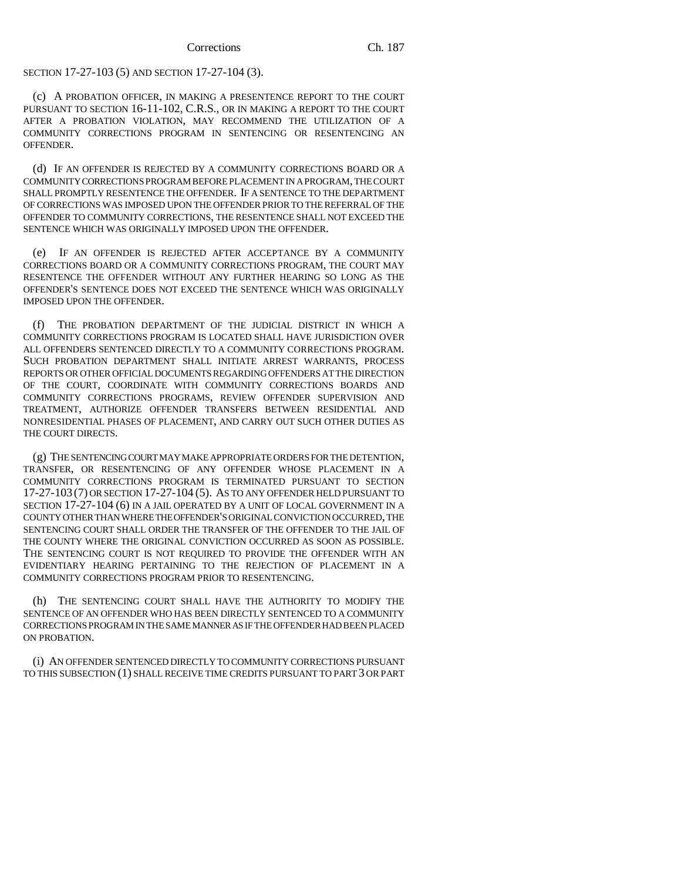SECTION 17-27-103 (5) AND SECTION 17-27-104 (3).

(c) A PROBATION OFFICER, IN MAKING A PRESENTENCE REPORT TO THE COURT PURSUANT TO SECTION 16-11-102, C.R.S., OR IN MAKING A REPORT TO THE COURT AFTER A PROBATION VIOLATION, MAY RECOMMEND THE UTILIZATION OF A COMMUNITY CORRECTIONS PROGRAM IN SENTENCING OR RESENTENCING AN OFFENDER.

(d) IF AN OFFENDER IS REJECTED BY A COMMUNITY CORRECTIONS BOARD OR A COMMUNITY CORRECTIONS PROGRAM BEFORE PLACEMENT IN A PROGRAM, THE COURT SHALL PROMPTLY RESENTENCE THE OFFENDER. IF A SENTENCE TO THE DEPARTMENT OF CORRECTIONS WAS IMPOSED UPON THE OFFENDER PRIOR TO THE REFERRAL OF THE OFFENDER TO COMMUNITY CORRECTIONS, THE RESENTENCE SHALL NOT EXCEED THE SENTENCE WHICH WAS ORIGINALLY IMPOSED UPON THE OFFENDER.

(e) IF AN OFFENDER IS REJECTED AFTER ACCEPTANCE BY A COMMUNITY CORRECTIONS BOARD OR A COMMUNITY CORRECTIONS PROGRAM, THE COURT MAY RESENTENCE THE OFFENDER WITHOUT ANY FURTHER HEARING SO LONG AS THE OFFENDER'S SENTENCE DOES NOT EXCEED THE SENTENCE WHICH WAS ORIGINALLY IMPOSED UPON THE OFFENDER.

(f) THE PROBATION DEPARTMENT OF THE JUDICIAL DISTRICT IN WHICH A COMMUNITY CORRECTIONS PROGRAM IS LOCATED SHALL HAVE JURISDICTION OVER ALL OFFENDERS SENTENCED DIRECTLY TO A COMMUNITY CORRECTIONS PROGRAM. SUCH PROBATION DEPARTMENT SHALL INITIATE ARREST WARRANTS, PROCESS REPORTS OR OTHER OFFICIAL DOCUMENTS REGARDING OFFENDERS AT THE DIRECTION OF THE COURT, COORDINATE WITH COMMUNITY CORRECTIONS BOARDS AND COMMUNITY CORRECTIONS PROGRAMS, REVIEW OFFENDER SUPERVISION AND TREATMENT, AUTHORIZE OFFENDER TRANSFERS BETWEEN RESIDENTIAL AND NONRESIDENTIAL PHASES OF PLACEMENT, AND CARRY OUT SUCH OTHER DUTIES AS THE COURT DIRECTS.

(g) THE SENTENCING COURT MAY MAKE APPROPRIATE ORDERS FOR THE DETENTION, TRANSFER, OR RESENTENCING OF ANY OFFENDER WHOSE PLACEMENT IN A COMMUNITY CORRECTIONS PROGRAM IS TERMINATED PURSUANT TO SECTION 17-27-103 (7) OR SECTION 17-27-104 (5). AS TO ANY OFFENDER HELD PURSUANT TO SECTION 17-27-104 (6) IN A JAIL OPERATED BY A UNIT OF LOCAL GOVERNMENT IN A COUNTY OTHER THAN WHERE THE OFFENDER'S ORIGINAL CONVICTION OCCURRED, THE SENTENCING COURT SHALL ORDER THE TRANSFER OF THE OFFENDER TO THE JAIL OF THE COUNTY WHERE THE ORIGINAL CONVICTION OCCURRED AS SOON AS POSSIBLE. THE SENTENCING COURT IS NOT REQUIRED TO PROVIDE THE OFFENDER WITH AN EVIDENTIARY HEARING PERTAINING TO THE REJECTION OF PLACEMENT IN A COMMUNITY CORRECTIONS PROGRAM PRIOR TO RESENTENCING.

(h) THE SENTENCING COURT SHALL HAVE THE AUTHORITY TO MODIFY THE SENTENCE OF AN OFFENDER WHO HAS BEEN DIRECTLY SENTENCED TO A COMMUNITY CORRECTIONS PROGRAM IN THE SAME MANNER AS IF THE OFFENDER HAD BEEN PLACED ON PROBATION.

(i) AN OFFENDER SENTENCED DIRECTLY TO COMMUNITY CORRECTIONS PURSUANT TO THIS SUBSECTION (1) SHALL RECEIVE TIME CREDITS PURSUANT TO PART 3 OR PART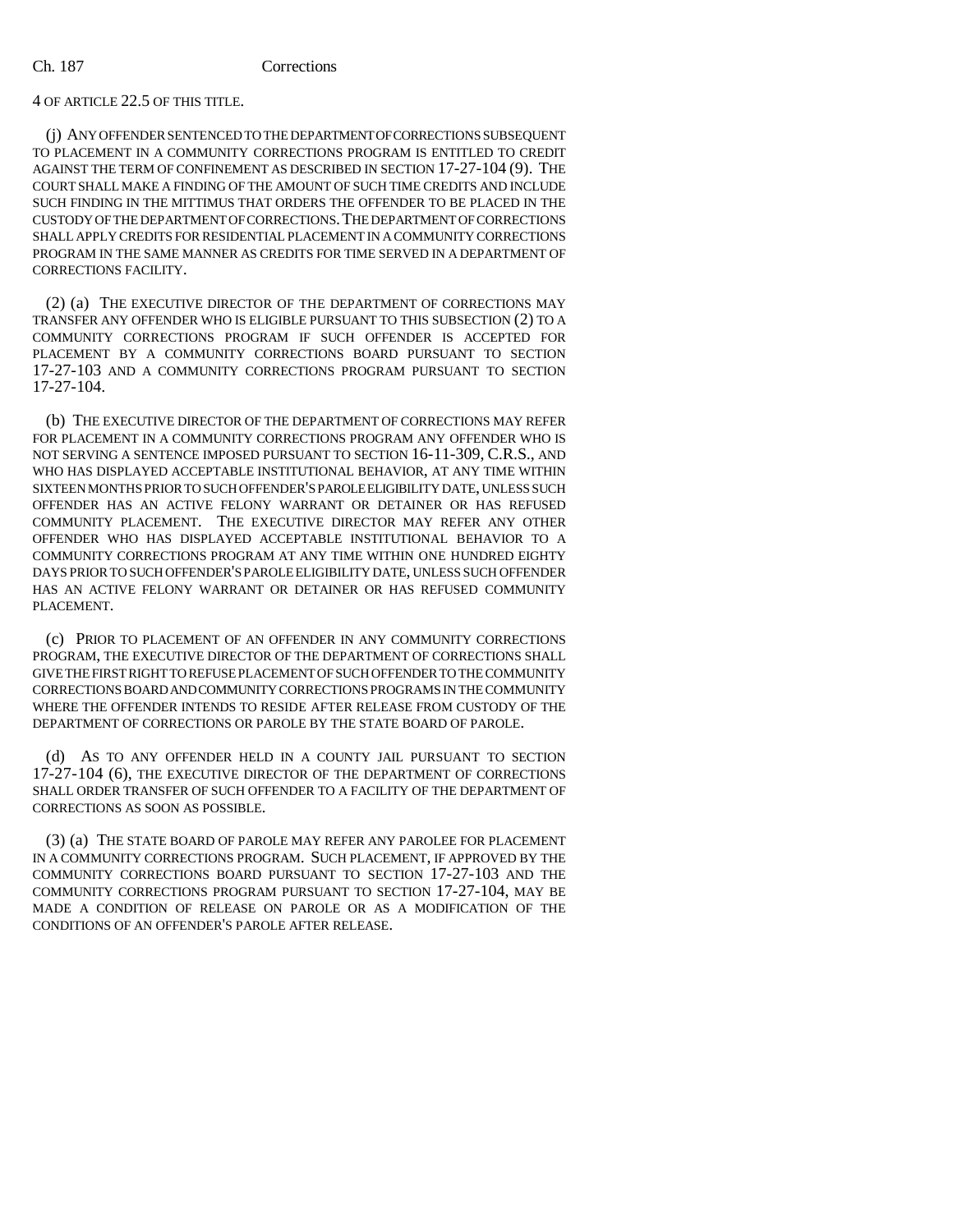4 OF ARTICLE 22.5 OF THIS TITLE.

(j) ANY OFFENDER SENTENCED TO THE DEPARTMENT OF CORRECTIONS SUBSEQUENT TO PLACEMENT IN A COMMUNITY CORRECTIONS PROGRAM IS ENTITLED TO CREDIT AGAINST THE TERM OF CONFINEMENT AS DESCRIBED IN SECTION 17-27-104 (9). THE COURT SHALL MAKE A FINDING OF THE AMOUNT OF SUCH TIME CREDITS AND INCLUDE SUCH FINDING IN THE MITTIMUS THAT ORDERS THE OFFENDER TO BE PLACED IN THE CUSTODY OF THE DEPARTMENT OF CORRECTIONS. THE DEPARTMENT OF CORRECTIONS SHALL APPLY CREDITS FOR RESIDENTIAL PLACEMENT IN A COMMUNITY CORRECTIONS PROGRAM IN THE SAME MANNER AS CREDITS FOR TIME SERVED IN A DEPARTMENT OF CORRECTIONS FACILITY.

(2) (a) THE EXECUTIVE DIRECTOR OF THE DEPARTMENT OF CORRECTIONS MAY TRANSFER ANY OFFENDER WHO IS ELIGIBLE PURSUANT TO THIS SUBSECTION (2) TO A COMMUNITY CORRECTIONS PROGRAM IF SUCH OFFENDER IS ACCEPTED FOR PLACEMENT BY A COMMUNITY CORRECTIONS BOARD PURSUANT TO SECTION 17-27-103 AND A COMMUNITY CORRECTIONS PROGRAM PURSUANT TO SECTION 17-27-104.

(b) THE EXECUTIVE DIRECTOR OF THE DEPARTMENT OF CORRECTIONS MAY REFER FOR PLACEMENT IN A COMMUNITY CORRECTIONS PROGRAM ANY OFFENDER WHO IS NOT SERVING A SENTENCE IMPOSED PURSUANT TO SECTION 16-11-309, C.R.S., AND WHO HAS DISPLAYED ACCEPTABLE INSTITUTIONAL BEHAVIOR, AT ANY TIME WITHIN SIXTEEN MONTHS PRIOR TO SUCH OFFENDER'S PAROLE ELIGIBILITY DATE, UNLESS SUCH OFFENDER HAS AN ACTIVE FELONY WARRANT OR DETAINER OR HAS REFUSED COMMUNITY PLACEMENT. THE EXECUTIVE DIRECTOR MAY REFER ANY OTHER OFFENDER WHO HAS DISPLAYED ACCEPTABLE INSTITUTIONAL BEHAVIOR TO A COMMUNITY CORRECTIONS PROGRAM AT ANY TIME WITHIN ONE HUNDRED EIGHTY DAYS PRIOR TO SUCH OFFENDER'S PAROLE ELIGIBILITY DATE, UNLESS SUCH OFFENDER HAS AN ACTIVE FELONY WARRANT OR DETAINER OR HAS REFUSED COMMUNITY PLACEMENT.

(c) PRIOR TO PLACEMENT OF AN OFFENDER IN ANY COMMUNITY CORRECTIONS PROGRAM, THE EXECUTIVE DIRECTOR OF THE DEPARTMENT OF CORRECTIONS SHALL GIVE THE FIRST RIGHT TO REFUSE PLACEMENT OF SUCH OFFENDER TO THE COMMUNITY CORRECTIONS BOARD AND COMMUNITY CORRECTIONS PROGRAMS IN THE COMMUNITY WHERE THE OFFENDER INTENDS TO RESIDE AFTER RELEASE FROM CUSTODY OF THE DEPARTMENT OF CORRECTIONS OR PAROLE BY THE STATE BOARD OF PAROLE.

(d) AS TO ANY OFFENDER HELD IN A COUNTY JAIL PURSUANT TO SECTION 17-27-104 (6), THE EXECUTIVE DIRECTOR OF THE DEPARTMENT OF CORRECTIONS SHALL ORDER TRANSFER OF SUCH OFFENDER TO A FACILITY OF THE DEPARTMENT OF CORRECTIONS AS SOON AS POSSIBLE.

(3) (a) THE STATE BOARD OF PAROLE MAY REFER ANY PAROLEE FOR PLACEMENT IN A COMMUNITY CORRECTIONS PROGRAM. SUCH PLACEMENT, IF APPROVED BY THE COMMUNITY CORRECTIONS BOARD PURSUANT TO SECTION 17-27-103 AND THE COMMUNITY CORRECTIONS PROGRAM PURSUANT TO SECTION 17-27-104, MAY BE MADE A CONDITION OF RELEASE ON PAROLE OR AS A MODIFICATION OF THE CONDITIONS OF AN OFFENDER'S PAROLE AFTER RELEASE.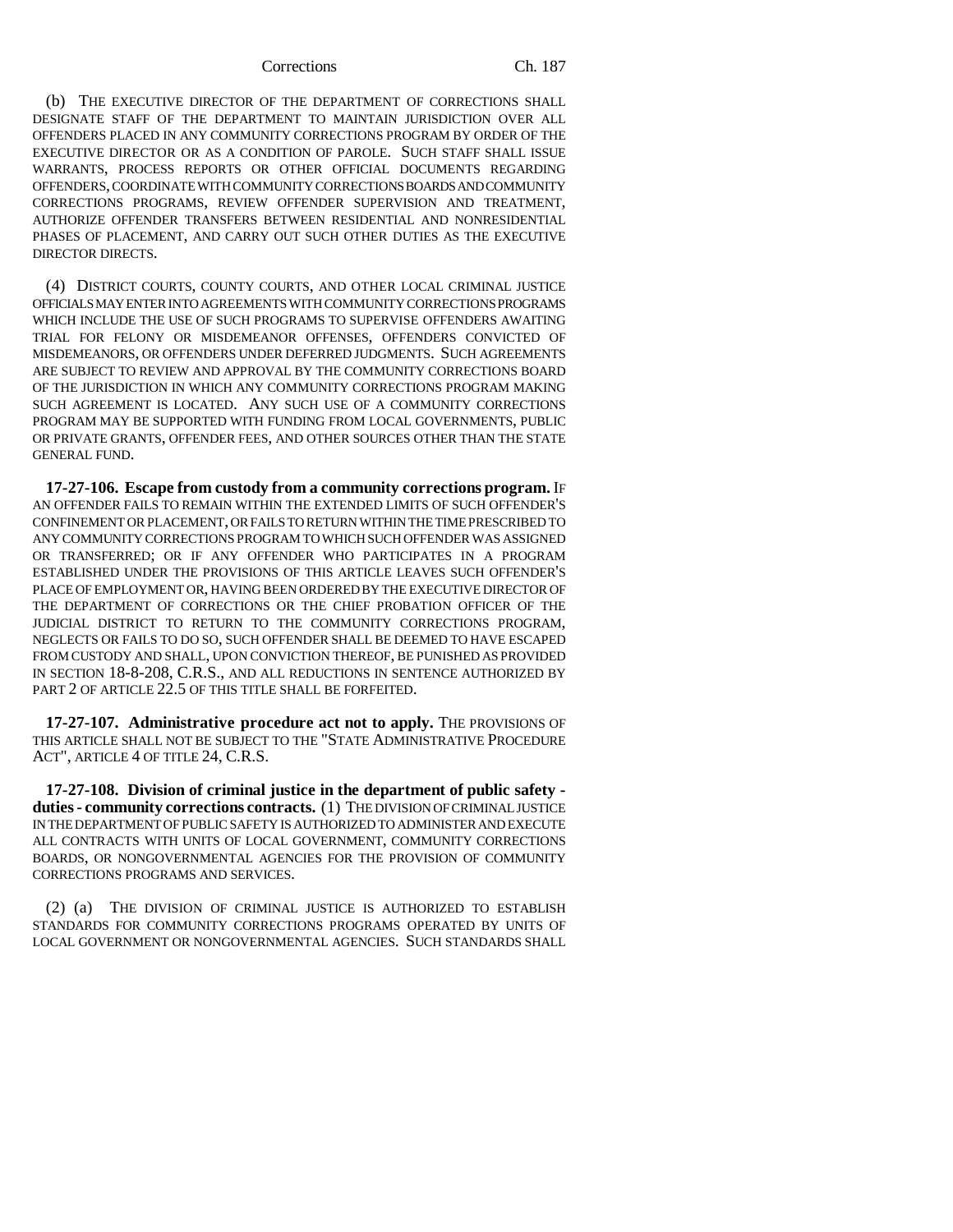(b) THE EXECUTIVE DIRECTOR OF THE DEPARTMENT OF CORRECTIONS SHALL DESIGNATE STAFF OF THE DEPARTMENT TO MAINTAIN JURISDICTION OVER ALL OFFENDERS PLACED IN ANY COMMUNITY CORRECTIONS PROGRAM BY ORDER OF THE EXECUTIVE DIRECTOR OR AS A CONDITION OF PAROLE. SUCH STAFF SHALL ISSUE WARRANTS, PROCESS REPORTS OR OTHER OFFICIAL DOCUMENTS REGARDING OFFENDERS, COORDINATE WITH COMMUNITY CORRECTIONS BOARDS AND COMMUNITY CORRECTIONS PROGRAMS, REVIEW OFFENDER SUPERVISION AND TREATMENT, AUTHORIZE OFFENDER TRANSFERS BETWEEN RESIDENTIAL AND NONRESIDENTIAL PHASES OF PLACEMENT, AND CARRY OUT SUCH OTHER DUTIES AS THE EXECUTIVE DIRECTOR DIRECTS.

(4) DISTRICT COURTS, COUNTY COURTS, AND OTHER LOCAL CRIMINAL JUSTICE OFFICIALS MAY ENTER INTO AGREEMENTS WITH COMMUNITY CORRECTIONS PROGRAMS WHICH INCLUDE THE USE OF SUCH PROGRAMS TO SUPERVISE OFFENDERS AWAITING TRIAL FOR FELONY OR MISDEMEANOR OFFENSES, OFFENDERS CONVICTED OF MISDEMEANORS, OR OFFENDERS UNDER DEFERRED JUDGMENTS. SUCH AGREEMENTS ARE SUBJECT TO REVIEW AND APPROVAL BY THE COMMUNITY CORRECTIONS BOARD OF THE JURISDICTION IN WHICH ANY COMMUNITY CORRECTIONS PROGRAM MAKING SUCH AGREEMENT IS LOCATED. ANY SUCH USE OF A COMMUNITY CORRECTIONS PROGRAM MAY BE SUPPORTED WITH FUNDING FROM LOCAL GOVERNMENTS, PUBLIC OR PRIVATE GRANTS, OFFENDER FEES, AND OTHER SOURCES OTHER THAN THE STATE GENERAL FUND.

**17-27-106. Escape from custody from a community corrections program.** IF AN OFFENDER FAILS TO REMAIN WITHIN THE EXTENDED LIMITS OF SUCH OFFENDER'S CONFINEMENT OR PLACEMENT, OR FAILS TO RETURN WITHIN THE TIME PRESCRIBED TO ANY COMMUNITY CORRECTIONS PROGRAM TO WHICH SUCH OFFENDER WAS ASSIGNED OR TRANSFERRED; OR IF ANY OFFENDER WHO PARTICIPATES IN A PROGRAM ESTABLISHED UNDER THE PROVISIONS OF THIS ARTICLE LEAVES SUCH OFFENDER'S PLACE OF EMPLOYMENT OR, HAVING BEEN ORDERED BY THE EXECUTIVE DIRECTOR OF THE DEPARTMENT OF CORRECTIONS OR THE CHIEF PROBATION OFFICER OF THE JUDICIAL DISTRICT TO RETURN TO THE COMMUNITY CORRECTIONS PROGRAM, NEGLECTS OR FAILS TO DO SO, SUCH OFFENDER SHALL BE DEEMED TO HAVE ESCAPED FROM CUSTODY AND SHALL, UPON CONVICTION THEREOF, BE PUNISHED AS PROVIDED IN SECTION 18-8-208, C.R.S., AND ALL REDUCTIONS IN SENTENCE AUTHORIZED BY PART 2 OF ARTICLE 22.5 OF THIS TITLE SHALL BE FORFEITED.

**17-27-107. Administrative procedure act not to apply.** THE PROVISIONS OF THIS ARTICLE SHALL NOT BE SUBJECT TO THE "STATE ADMINISTRATIVE PROCEDURE ACT", ARTICLE 4 OF TITLE 24, C.R.S.

**17-27-108. Division of criminal justice in the department of public safety - duties - community corrections contracts.** (1) THE DIVISION OF CRIMINAL JUSTICE IN THE DEPARTMENT OF PUBLIC SAFETY IS AUTHORIZED TO ADMINISTER AND EXECUTE ALL CONTRACTS WITH UNITS OF LOCAL GOVERNMENT, COMMUNITY CORRECTIONS BOARDS, OR NONGOVERNMENTAL AGENCIES FOR THE PROVISION OF COMMUNITY CORRECTIONS PROGRAMS AND SERVICES.

(2) (a) THE DIVISION OF CRIMINAL JUSTICE IS AUTHORIZED TO ESTABLISH STANDARDS FOR COMMUNITY CORRECTIONS PROGRAMS OPERATED BY UNITS OF LOCAL GOVERNMENT OR NONGOVERNMENTAL AGENCIES. SUCH STANDARDS SHALL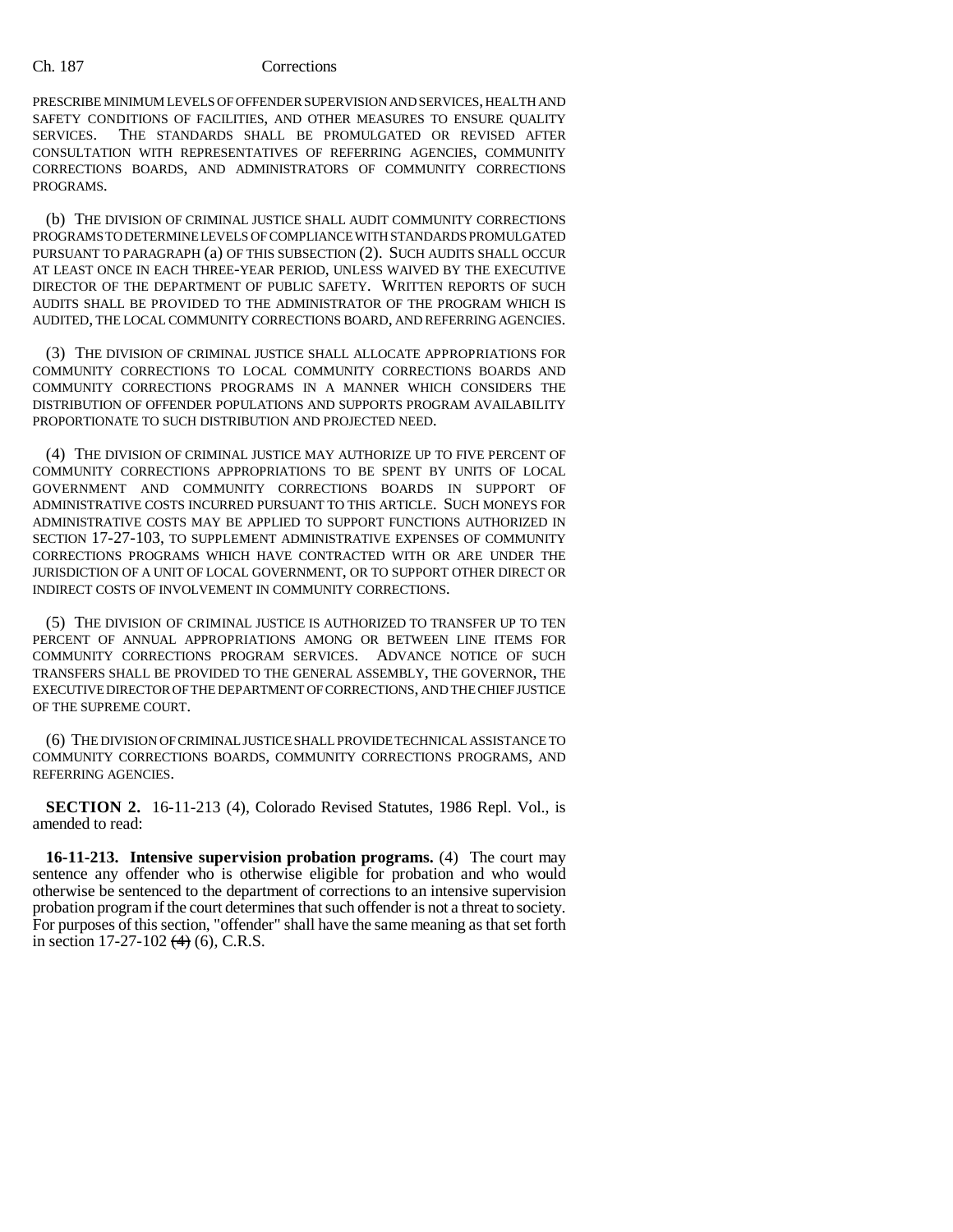PRESCRIBE MINIMUM LEVELS OF OFFENDER SUPERVISION AND SERVICES, HEALTH AND SAFETY CONDITIONS OF FACILITIES, AND OTHER MEASURES TO ENSURE QUALITY SERVICES. THE STANDARDS SHALL BE PROMULGATED OR REVISED AFTER CONSULTATION WITH REPRESENTATIVES OF REFERRING AGENCIES, COMMUNITY CORRECTIONS BOARDS, AND ADMINISTRATORS OF COMMUNITY CORRECTIONS PROGRAMS.

(b) THE DIVISION OF CRIMINAL JUSTICE SHALL AUDIT COMMUNITY CORRECTIONS PROGRAMS TO DETERMINE LEVELS OF COMPLIANCE WITH STANDARDS PROMULGATED PURSUANT TO PARAGRAPH (a) OF THIS SUBSECTION (2). SUCH AUDITS SHALL OCCUR AT LEAST ONCE IN EACH THREE-YEAR PERIOD, UNLESS WAIVED BY THE EXECUTIVE DIRECTOR OF THE DEPARTMENT OF PUBLIC SAFETY. WRITTEN REPORTS OF SUCH AUDITS SHALL BE PROVIDED TO THE ADMINISTRATOR OF THE PROGRAM WHICH IS AUDITED, THE LOCAL COMMUNITY CORRECTIONS BOARD, AND REFERRING AGENCIES.

(3) THE DIVISION OF CRIMINAL JUSTICE SHALL ALLOCATE APPROPRIATIONS FOR COMMUNITY CORRECTIONS TO LOCAL COMMUNITY CORRECTIONS BOARDS AND COMMUNITY CORRECTIONS PROGRAMS IN A MANNER WHICH CONSIDERS THE DISTRIBUTION OF OFFENDER POPULATIONS AND SUPPORTS PROGRAM AVAILABILITY PROPORTIONATE TO SUCH DISTRIBUTION AND PROJECTED NEED.

(4) THE DIVISION OF CRIMINAL JUSTICE MAY AUTHORIZE UP TO FIVE PERCENT OF COMMUNITY CORRECTIONS APPROPRIATIONS TO BE SPENT BY UNITS OF LOCAL GOVERNMENT AND COMMUNITY CORRECTIONS BOARDS IN SUPPORT OF ADMINISTRATIVE COSTS INCURRED PURSUANT TO THIS ARTICLE. SUCH MONEYS FOR ADMINISTRATIVE COSTS MAY BE APPLIED TO SUPPORT FUNCTIONS AUTHORIZED IN SECTION 17-27-103, TO SUPPLEMENT ADMINISTRATIVE EXPENSES OF COMMUNITY CORRECTIONS PROGRAMS WHICH HAVE CONTRACTED WITH OR ARE UNDER THE JURISDICTION OF A UNIT OF LOCAL GOVERNMENT, OR TO SUPPORT OTHER DIRECT OR INDIRECT COSTS OF INVOLVEMENT IN COMMUNITY CORRECTIONS.

(5) THE DIVISION OF CRIMINAL JUSTICE IS AUTHORIZED TO TRANSFER UP TO TEN PERCENT OF ANNUAL APPROPRIATIONS AMONG OR BETWEEN LINE ITEMS FOR COMMUNITY CORRECTIONS PROGRAM SERVICES. ADVANCE NOTICE OF SUCH TRANSFERS SHALL BE PROVIDED TO THE GENERAL ASSEMBLY, THE GOVERNOR, THE EXECUTIVE DIRECTOR OF THE DEPARTMENT OF CORRECTIONS, AND THE CHIEF JUSTICE OF THE SUPREME COURT.

(6) THE DIVISION OF CRIMINAL JUSTICE SHALL PROVIDE TECHNICAL ASSISTANCE TO COMMUNITY CORRECTIONS BOARDS, COMMUNITY CORRECTIONS PROGRAMS, AND REFERRING AGENCIES.

**SECTION 2.** 16-11-213 (4), Colorado Revised Statutes, 1986 Repl. Vol., is amended to read:

**16-11-213. Intensive supervision probation programs.** (4) The court may sentence any offender who is otherwise eligible for probation and who would otherwise be sentenced to the department of corrections to an intensive supervision probation program if the court determines that such offender is not a threat to society. For purposes of this section, "offender" shall have the same meaning as that set forth in section 17-27-102 ~~(4)~~ (6), C.R.S.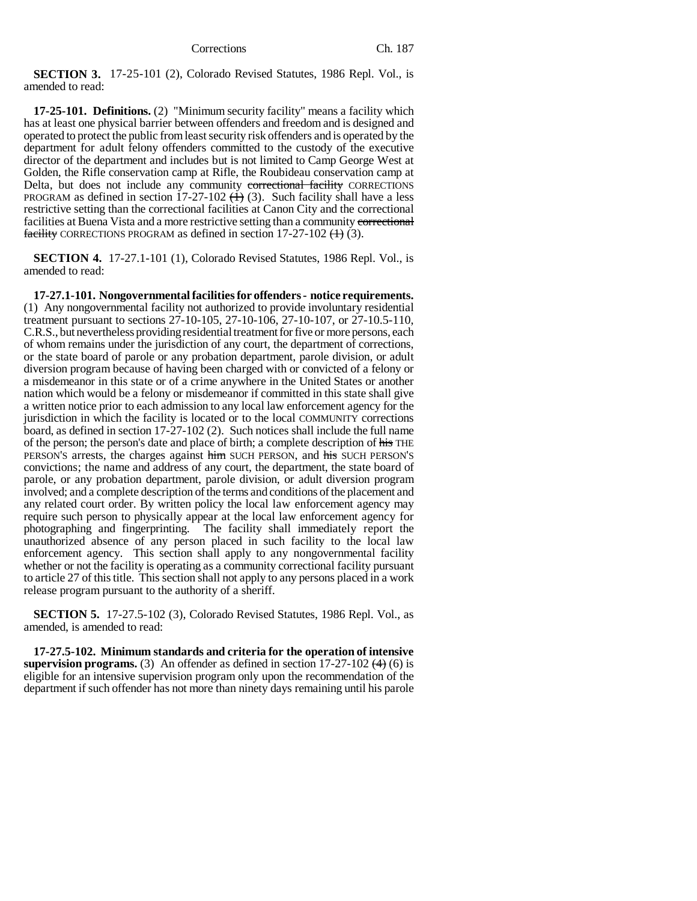**SECTION 3.** 17-25-101 (2), Colorado Revised Statutes, 1986 Repl. Vol., is amended to read:

**17-25-101. Definitions.** (2) "Minimum security facility" means a facility which has at least one physical barrier between offenders and freedom and is designed and operated to protect the public from least security risk offenders and is operated by the department for adult felony offenders committed to the custody of the executive director of the department and includes but is not limited to Camp George West at Golden, the Rifle conservation camp at Rifle, the Roubideau conservation camp at Delta, but does not include any community ~~correctional facility~~ CORRECTIONS PROGRAM as defined in section 17-27-102 ~~(1)~~ (3). Such facility shall have a less restrictive setting than the correctional facilities at Canon City and the correctional facilities at Buena Vista and a more restrictive setting than a community ~~correctional facility~~ CORRECTIONS PROGRAM as defined in section 17-27-102 ~~(1)~~ (3).

**SECTION 4.** 17-27.1-101 (1), Colorado Revised Statutes, 1986 Repl. Vol., is amended to read:

**17-27.1-101. Nongovernmental facilities for offenders - notice requirements.** (1) Any nongovernmental facility not authorized to provide involuntary residential treatment pursuant to sections 27-10-105, 27-10-106, 27-10-107, or 27-10.5-110, C.R.S., but nevertheless providing residential treatment for five or more persons, each of whom remains under the jurisdiction of any court, the department of corrections, or the state board of parole or any probation department, parole division, or adult diversion program because of having been charged with or convicted of a felony or a misdemeanor in this state or of a crime anywhere in the United States or another nation which would be a felony or misdemeanor if committed in this state shall give a written notice prior to each admission to any local law enforcement agency for the jurisdiction in which the facility is located or to the local COMMUNITY corrections board, as defined in section 17-27-102 (2). Such notices shall include the full name of the person; the person's date and place of birth; a complete description of ~~his~~ THE PERSON'S arrests, the charges against ~~him~~ SUCH PERSON, and ~~his~~ SUCH PERSON'S convictions; the name and address of any court, the department, the state board of parole, or any probation department, parole division, or adult diversion program involved; and a complete description of the terms and conditions of the placement and any related court order. By written policy the local law enforcement agency may require such person to physically appear at the local law enforcement agency for photographing and fingerprinting. The facility shall immediately report the unauthorized absence of any person placed in such facility to the local law enforcement agency. This section shall apply to any nongovernmental facility whether or not the facility is operating as a community correctional facility pursuant to article 27 of this title. This section shall not apply to any persons placed in a work release program pursuant to the authority of a sheriff.

**SECTION 5.** 17-27.5-102 (3), Colorado Revised Statutes, 1986 Repl. Vol., as amended, is amended to read:

**17-27.5-102. Minimum standards and criteria for the operation of intensive supervision programs.** (3) An offender as defined in section 17-27-102 ~~(4)~~ (6) is eligible for an intensive supervision program only upon the recommendation of the department if such offender has not more than ninety days remaining until his parole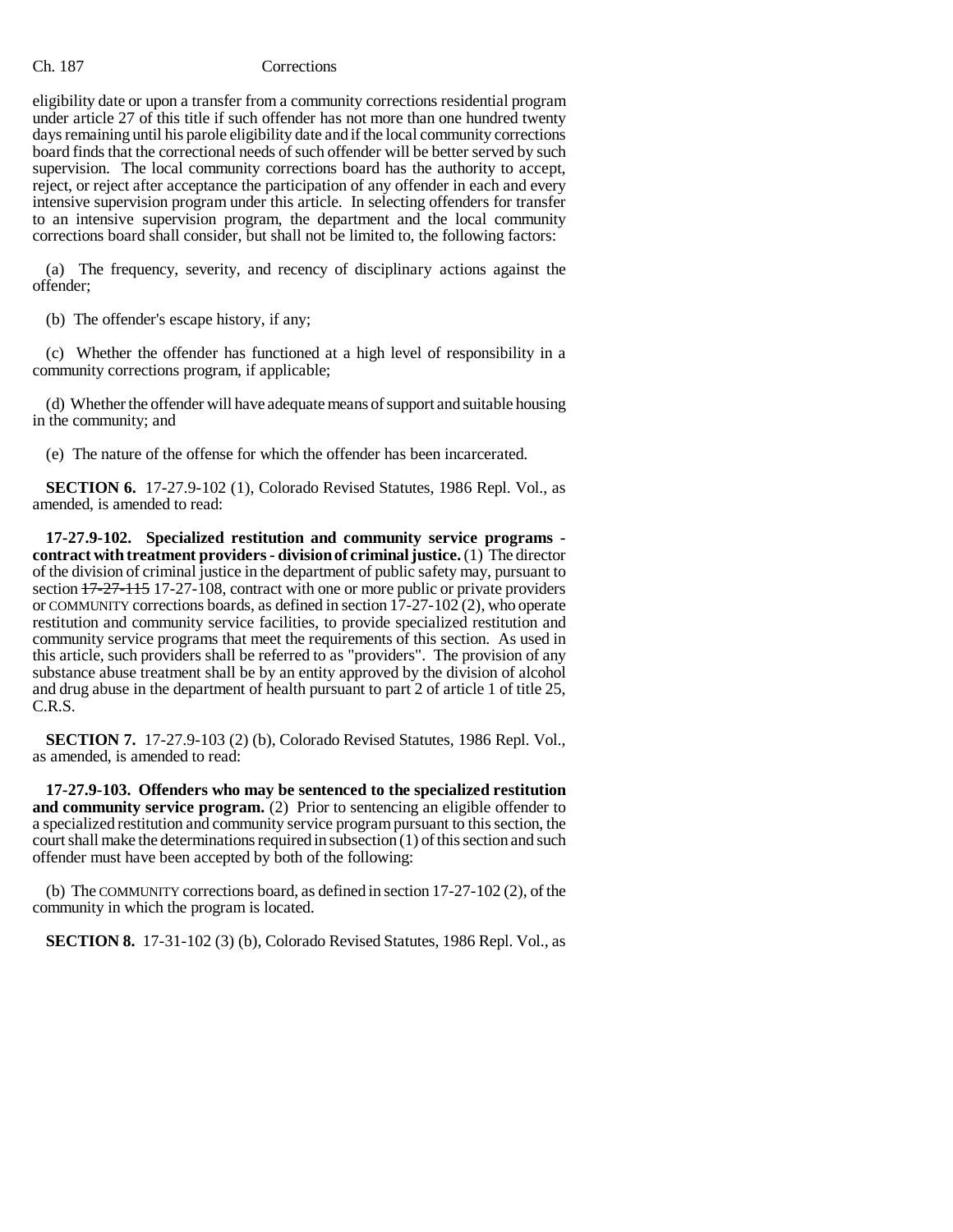eligibility date or upon a transfer from a community corrections residential program under article 27 of this title if such offender has not more than one hundred twenty days remaining until his parole eligibility date and if the local community corrections board finds that the correctional needs of such offender will be better served by such supervision. The local community corrections board has the authority to accept, reject, or reject after acceptance the participation of any offender in each and every intensive supervision program under this article. In selecting offenders for transfer to an intensive supervision program, the department and the local community corrections board shall consider, but shall not be limited to, the following factors:

(a) The frequency, severity, and recency of disciplinary actions against the offender;

(b) The offender's escape history, if any;

(c) Whether the offender has functioned at a high level of responsibility in a community corrections program, if applicable;

(d) Whether the offender will have adequate means of support and suitable housing in the community; and

(e) The nature of the offense for which the offender has been incarcerated.

**SECTION 6.** 17-27.9-102 (1), Colorado Revised Statutes, 1986 Repl. Vol., as amended, is amended to read:

**17-27.9-102. Specialized restitution and community service programs - contract with treatment providers - division of criminal justice.** (1) The director of the division of criminal justice in the department of public safety may, pursuant to section ~~17-27-115~~ 17-27-108, contract with one or more public or private providers or COMMUNITY corrections boards, as defined in section 17-27-102 (2), who operate restitution and community service facilities, to provide specialized restitution and community service programs that meet the requirements of this section. As used in this article, such providers shall be referred to as "providers". The provision of any substance abuse treatment shall be by an entity approved by the division of alcohol and drug abuse in the department of health pursuant to part 2 of article 1 of title 25, C.R.S.

**SECTION 7.** 17-27.9-103 (2) (b), Colorado Revised Statutes, 1986 Repl. Vol., as amended, is amended to read:

**17-27.9-103. Offenders who may be sentenced to the specialized restitution and community service program.** (2) Prior to sentencing an eligible offender to a specialized restitution and community service program pursuant to this section, the court shall make the determinations required in subsection (1) of this section and such offender must have been accepted by both of the following:

(b) The COMMUNITY corrections board, as defined in section 17-27-102 (2), of the community in which the program is located.

**SECTION 8.** 17-31-102 (3) (b), Colorado Revised Statutes, 1986 Repl. Vol., as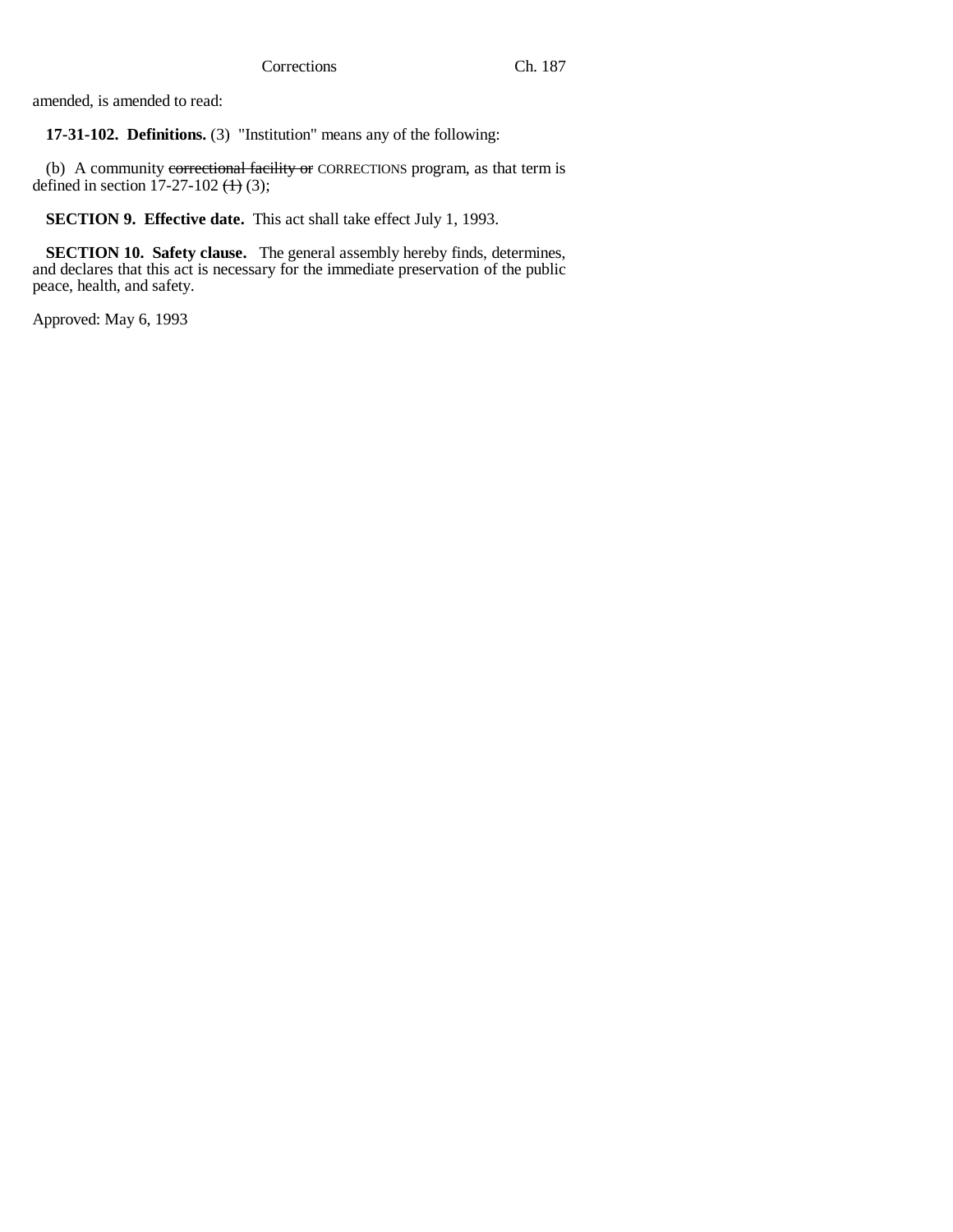amended, is amended to read:

**17-31-102. Definitions.** (3) "Institution" means any of the following:

(b) A community ~~correctional facility or~~ CORRECTIONS program, as that term is defined in section 17-27-102 ~~(1)~~ (3);

**SECTION 9. Effective date.** This act shall take effect July 1, 1993.

**SECTION 10. Safety clause.** The general assembly hereby finds, determines, and declares that this act is necessary for the immediate preservation of the public peace, health, and safety.

Approved: May 6, 1993